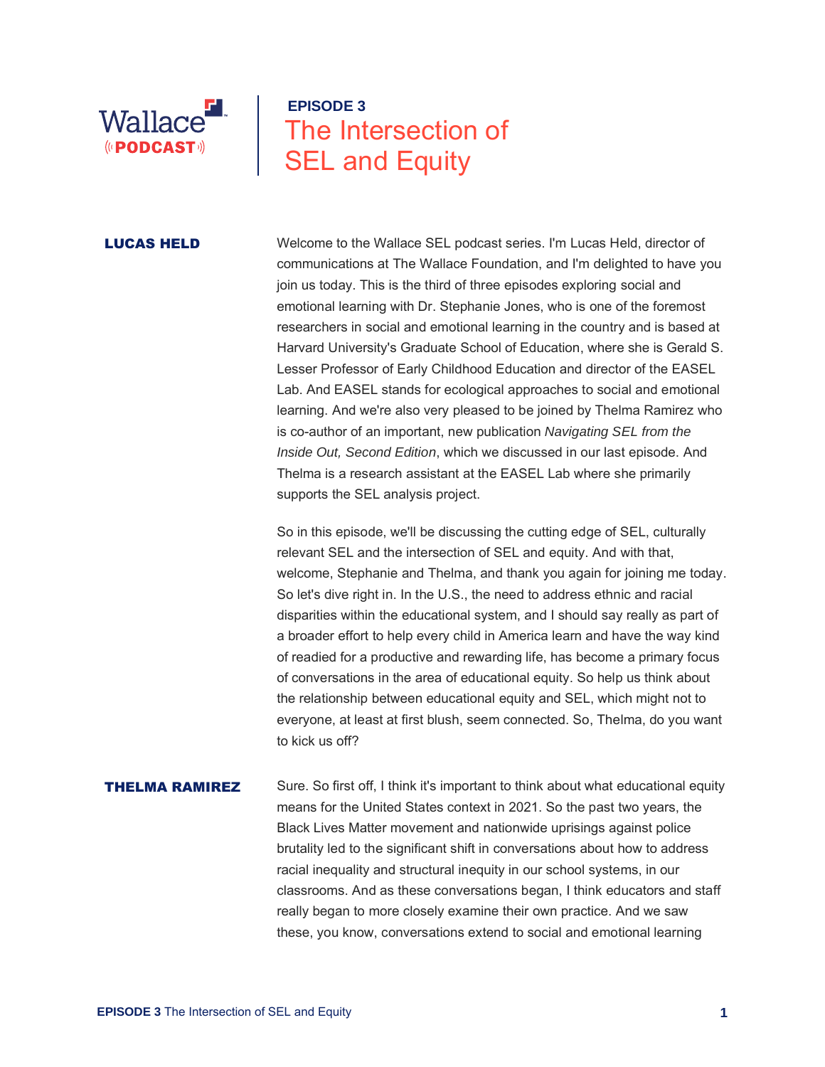Wallace PODCAST

**EPISODE 3**

# The Intersection of SEL and Equity

**LUCAS HELD**

Welcome to the Wallace SEL podcast series. I'm Lucas Held, director of communications at The Wallace Foundation, and I'm delighted to have you join us today. This is the third of three episodes exploring social and emotional learning with Dr. Stephanie Jones, who is one of the foremost researchers in social and emotional learning in the country and is based at Harvard University's Graduate School of Education, where she is Gerald S. Lesser Professor of Early Childhood Education and director of the EASEL Lab. And EASEL stands for ecological approaches to social and emotional learning. And we're also very pleased to be joined by Thelma Ramirez who is co-author of an important, new publication *Navigating SEL from the Inside Out, Second Edition*, which we discussed in our last episode. And Thelma is a research assistant at the EASEL Lab where she primarily supports the SEL analysis project.

So in this episode, we'll be discussing the cutting edge of SEL, culturally relevant SEL and the intersection of SEL and equity. And with that, welcome, Stephanie and Thelma, and thank you again for joining me today. So let's dive right in. In the U.S., the need to address ethnic and racial disparities within the educational system, and I should say really as part of a broader effort to help every child in America learn and have the way kind of readied for a productive and rewarding life, has become a primary focus of conversations in the area of educational equity. So help us think about the relationship between educational equity and SEL, which might not to everyone, at least at first blush, seem connected. So, Thelma, do you want to kick us off?

**THELMA RAMIREZ**

Sure. So first off, I think it's important to think about what educational equity means for the United States context in 2021. So the past two years, the Black Lives Matter movement and nationwide uprisings against police brutality led to the significant shift in conversations about how to address racial inequality and structural inequity in our school systems, in our classrooms. And as these conversations began, I think educators and staff really began to more closely examine their own practice. And we saw these, you know, conversations extend to social and emotional learning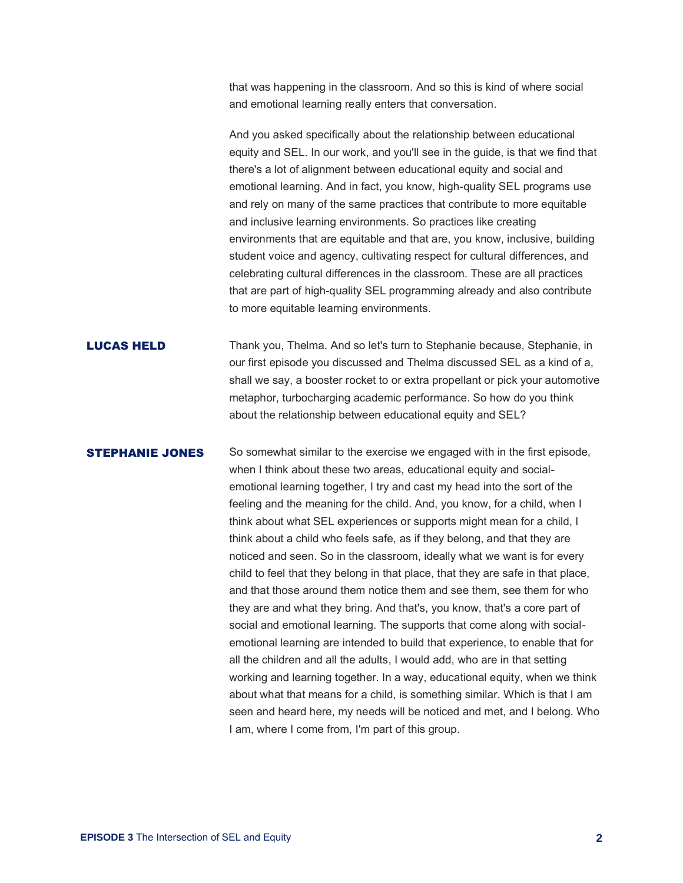that was happening in the classroom. And so this is kind of where social and emotional learning really enters that conversation.

And you asked specifically about the relationship between educational equity and SEL. In our work, and you'll see in the guide, is that we find that there's a lot of alignment between educational equity and social and emotional learning. And in fact, you know, high-quality SEL programs use and rely on many of the same practices that contribute to more equitable and inclusive learning environments. So practices like creating environments that are equitable and that are, you know, inclusive, building student voice and agency, cultivating respect for cultural differences, and celebrating cultural differences in the classroom. These are all practices that are part of high-quality SEL programming already and also contribute to more equitable learning environments.

**LUCAS HELD** Thank you, Thelma. And so let's turn to Stephanie because, Stephanie, in our first episode you discussed and Thelma discussed SEL as a kind of a, shall we say, a booster rocket to or extra propellant or pick your automotive metaphor, turbocharging academic performance. So how do you think about the relationship between educational equity and SEL?

**STEPHANIE JONES** So somewhat similar to the exercise we engaged with in the first episode, when I think about these two areas, educational equity and social-emotional learning together, I try and cast my head into the sort of the feeling and the meaning for the child. And, you know, for a child, when I think about what SEL experiences or supports might mean for a child, I think about a child who feels safe, as if they belong, and that they are noticed and seen. So in the classroom, ideally what we want is for every child to feel that they belong in that place, that they are safe in that place, and that those around them notice them and see them, see them for who they are and what they bring. And that's, you know, that's a core part of social and emotional learning. The supports that come along with social-emotional learning are intended to build that experience, to enable that for all the children and all the adults, I would add, who are in that setting working and learning together. In a way, educational equity, when we think about what that means for a child, is something similar. Which is that I am seen and heard here, my needs will be noticed and met, and I belong. Who I am, where I come from, I'm part of this group.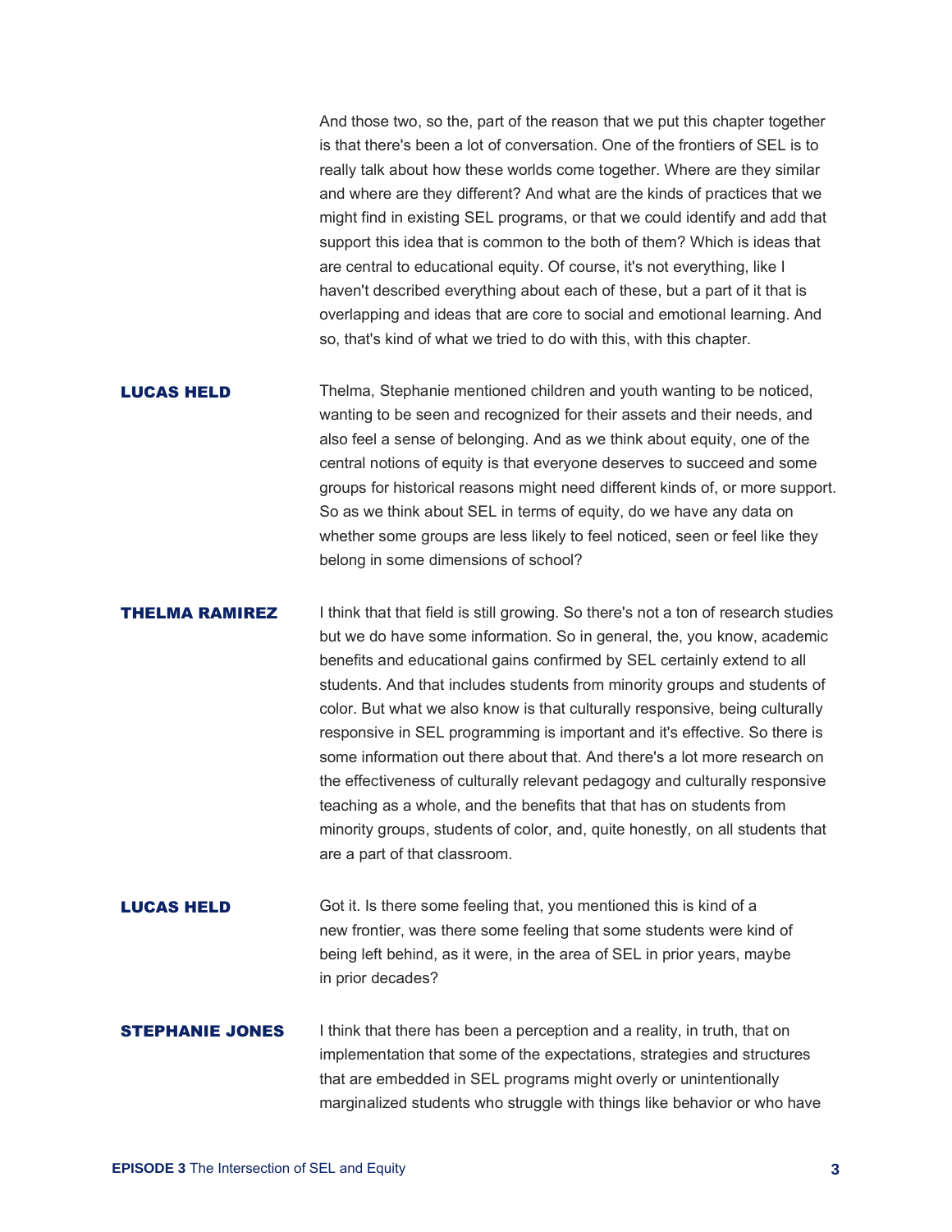And those two, so the, part of the reason that we put this chapter together is that there's been a lot of conversation. One of the frontiers of SEL is to really talk about how these worlds come together. Where are they similar and where are they different? And what are the kinds of practices that we might find in existing SEL programs, or that we could identify and add that support this idea that is common to the both of them? Which is ideas that are central to educational equity. Of course, it's not everything, like I haven't described everything about each of these, but a part of it that is overlapping and ideas that are core to social and emotional learning. And so, that's kind of what we tried to do with this, with this chapter.

**LUCAS HELD** Thelma, Stephanie mentioned children and youth wanting to be noticed, wanting to be seen and recognized for their assets and their needs, and also feel a sense of belonging. And as we think about equity, one of the central notions of equity is that everyone deserves to succeed and some groups for historical reasons might need different kinds of, or more support. So as we think about SEL in terms of equity, do we have any data on whether some groups are less likely to feel noticed, seen or feel like they belong in some dimensions of school?

**THELMA RAMIREZ** I think that that field is still growing. So there's not a ton of research studies but we do have some information. So in general, the, you know, academic benefits and educational gains confirmed by SEL certainly extend to all students. And that includes students from minority groups and students of color. But what we also know is that culturally responsive, being culturally responsive in SEL programming is important and it's effective. So there is some information out there about that. And there's a lot more research on the effectiveness of culturally relevant pedagogy and culturally responsive teaching as a whole, and the benefits that that has on students from minority groups, students of color, and, quite honestly, on all students that are a part of that classroom.

**LUCAS HELD** Got it. Is there some feeling that, you mentioned this is kind of a new frontier, was there some feeling that some students were kind of being left behind, as it were, in the area of SEL in prior years, maybe in prior decades?

**STEPHANIE JONES** I think that there has been a perception and a reality, in truth, that on implementation that some of the expectations, strategies and structures that are embedded in SEL programs might overly or unintentionally marginalized students who struggle with things like behavior or who have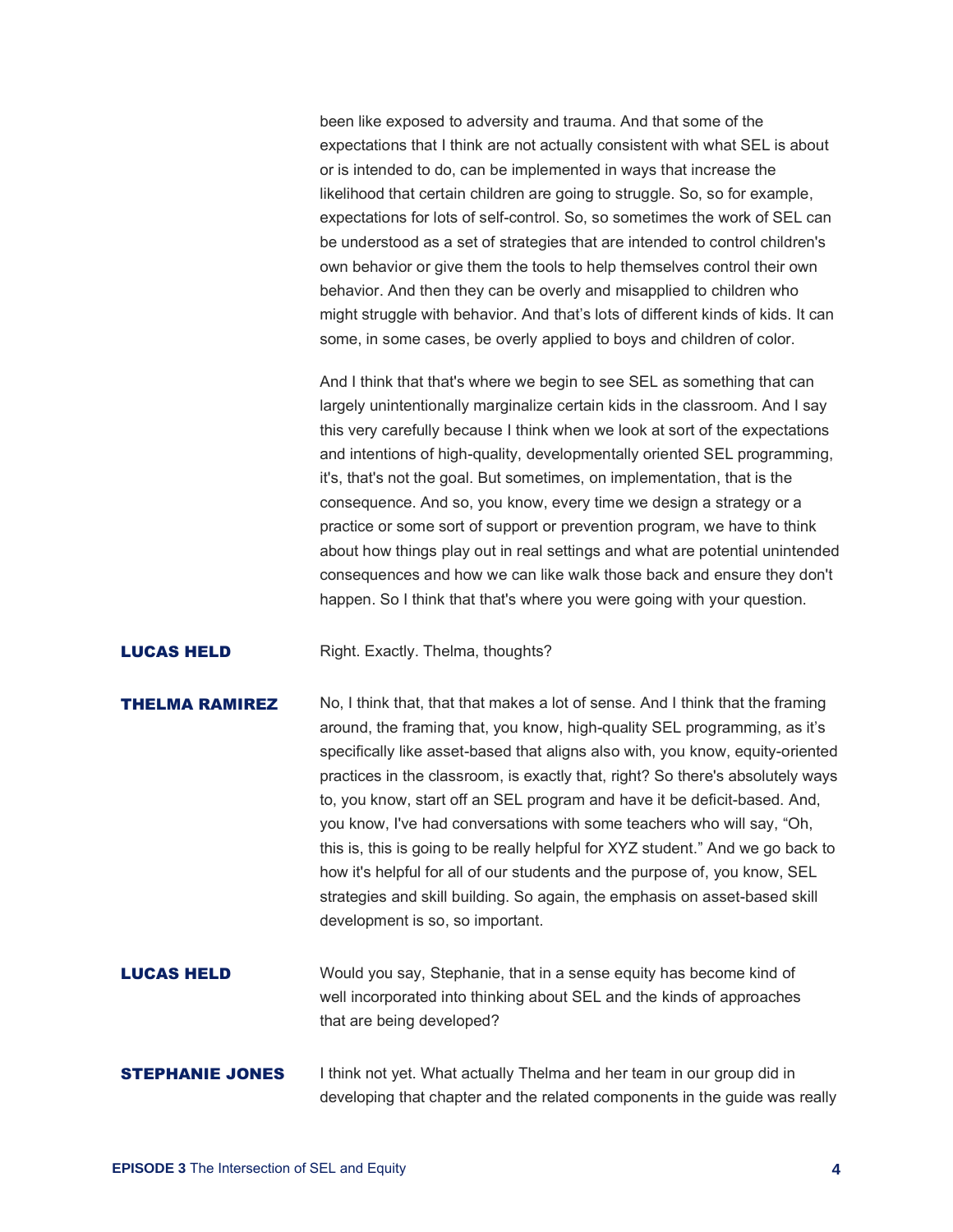been like exposed to adversity and trauma. And that some of the expectations that I think are not actually consistent with what SEL is about or is intended to do, can be implemented in ways that increase the likelihood that certain children are going to struggle. So, so for example, expectations for lots of self-control. So, so sometimes the work of SEL can be understood as a set of strategies that are intended to control children's own behavior or give them the tools to help themselves control their own behavior. And then they can be overly and misapplied to children who might struggle with behavior. And that's lots of different kinds of kids. It can some, in some cases, be overly applied to boys and children of color.

And I think that that's where we begin to see SEL as something that can largely unintentionally marginalize certain kids in the classroom. And I say this very carefully because I think when we look at sort of the expectations and intentions of high-quality, developmentally oriented SEL programming, it's, that's not the goal. But sometimes, on implementation, that is the consequence. And so, you know, every time we design a strategy or a practice or some sort of support or prevention program, we have to think about how things play out in real settings and what are potential unintended consequences and how we can like walk those back and ensure they don't happen. So I think that that's where you were going with your question.

**LUCAS HELD** Right. Exactly. Thelma, thoughts?

**THELMA RAMIREZ** No, I think that, that that makes a lot of sense. And I think that the framing around, the framing that, you know, high-quality SEL programming, as it's specifically like asset-based that aligns also with, you know, equity-oriented practices in the classroom, is exactly that, right? So there's absolutely ways to, you know, start off an SEL program and have it be deficit-based. And, you know, I've had conversations with some teachers who will say, "Oh, this is, this is going to be really helpful for XYZ student." And we go back to how it's helpful for all of our students and the purpose of, you know, SEL strategies and skill building. So again, the emphasis on asset-based skill development is so, so important.

**LUCAS HELD** Would you say, Stephanie, that in a sense equity has become kind of well incorporated into thinking about SEL and the kinds of approaches that are being developed?

**STEPHANIE JONES** I think not yet. What actually Thelma and her team in our group did in developing that chapter and the related components in the guide was really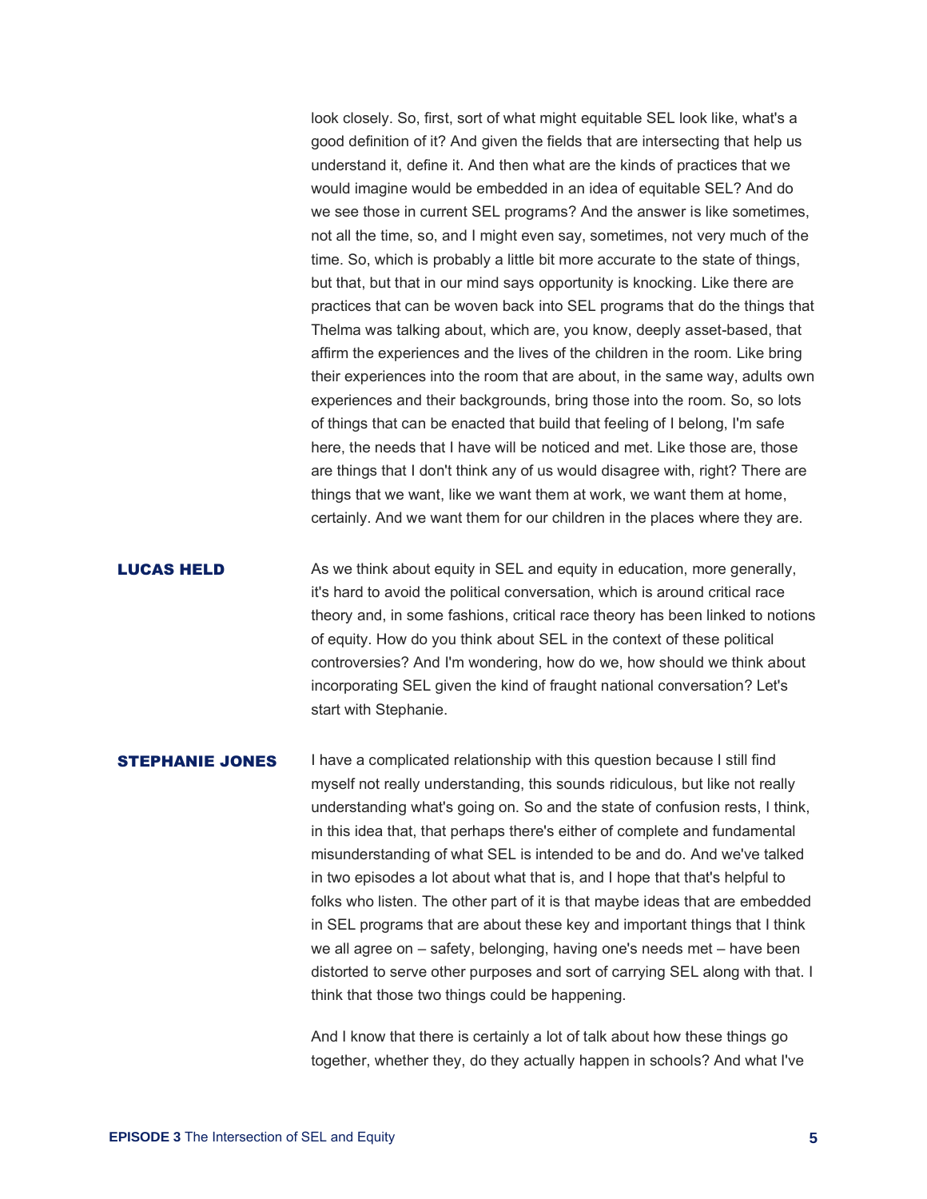look closely. So, first, sort of what might equitable SEL look like, what's a good definition of it? And given the fields that are intersecting that help us understand it, define it. And then what are the kinds of practices that we would imagine would be embedded in an idea of equitable SEL? And do we see those in current SEL programs? And the answer is like sometimes, not all the time, so, and I might even say, sometimes, not very much of the time. So, which is probably a little bit more accurate to the state of things, but that, but that in our mind says opportunity is knocking. Like there are practices that can be woven back into SEL programs that do the things that Thelma was talking about, which are, you know, deeply asset-based, that affirm the experiences and the lives of the children in the room. Like bring their experiences into the room that are about, in the same way, adults own experiences and their backgrounds, bring those into the room. So, so lots of things that can be enacted that build that feeling of I belong, I'm safe here, the needs that I have will be noticed and met. Like those are, those are things that I don't think any of us would disagree with, right? There are things that we want, like we want them at work, we want them at home, certainly. And we want them for our children in the places where they are.

**LUCAS HELD** As we think about equity in SEL and equity in education, more generally, it's hard to avoid the political conversation, which is around critical race theory and, in some fashions, critical race theory has been linked to notions of equity. How do you think about SEL in the context of these political controversies? And I'm wondering, how do we, how should we think about incorporating SEL given the kind of fraught national conversation? Let's start with Stephanie.

**STEPHANIE JONES** I have a complicated relationship with this question because I still find myself not really understanding, this sounds ridiculous, but like not really understanding what's going on. So and the state of confusion rests, I think, in this idea that, that perhaps there's either of complete and fundamental misunderstanding of what SEL is intended to be and do. And we've talked in two episodes a lot about what that is, and I hope that that's helpful to folks who listen. The other part of it is that maybe ideas that are embedded in SEL programs that are about these key and important things that I think we all agree on – safety, belonging, having one's needs met – have been distorted to serve other purposes and sort of carrying SEL along with that. I think that those two things could be happening.

And I know that there is certainly a lot of talk about how these things go together, whether they, do they actually happen in schools? And what I've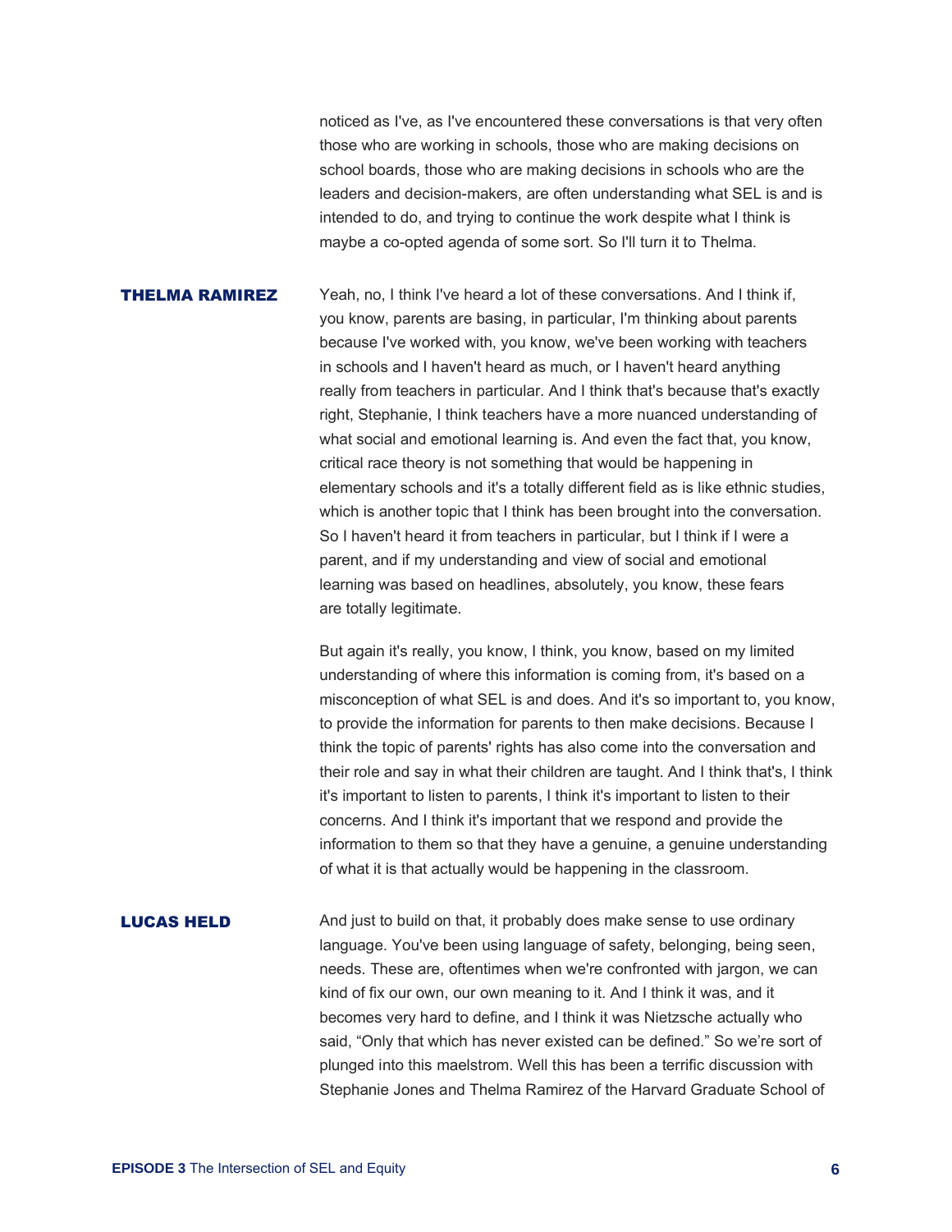noticed as I've, as I've encountered these conversations is that very often those who are working in schools, those who are making decisions on school boards, those who are making decisions in schools who are the leaders and decision-makers, are often understanding what SEL is and is intended to do, and trying to continue the work despite what I think is maybe a co-opted agenda of some sort. So I'll turn it to Thelma.

**THELMA RAMIREZ** Yeah, no, I think I've heard a lot of these conversations. And I think if, you know, parents are basing, in particular, I'm thinking about parents because I've worked with, you know, we've been working with teachers in schools and I haven't heard as much, or I haven't heard anything really from teachers in particular. And I think that's because that's exactly right, Stephanie, I think teachers have a more nuanced understanding of what social and emotional learning is. And even the fact that, you know, critical race theory is not something that would be happening in elementary schools and it's a totally different field as is like ethnic studies, which is another topic that I think has been brought into the conversation. So I haven't heard it from teachers in particular, but I think if I were a parent, and if my understanding and view of social and emotional learning was based on headlines, absolutely, you know, these fears are totally legitimate.

But again it's really, you know, I think, you know, based on my limited understanding of where this information is coming from, it's based on a misconception of what SEL is and does. And it's so important to, you know, to provide the information for parents to then make decisions. Because I think the topic of parents' rights has also come into the conversation and their role and say in what their children are taught. And I think that's, I think it's important to listen to parents, I think it's important to listen to their concerns. And I think it's important that we respond and provide the information to them so that they have a genuine, a genuine understanding of what it is that actually would be happening in the classroom.

**LUCAS HELD** And just to build on that, it probably does make sense to use ordinary language. You've been using language of safety, belonging, being seen, needs. These are, oftentimes when we're confronted with jargon, we can kind of fix our own, our own meaning to it. And I think it was, and it becomes very hard to define, and I think it was Nietzsche actually who said, "Only that which has never existed can be defined." So we're sort of plunged into this maelstrom. Well this has been a terrific discussion with Stephanie Jones and Thelma Ramirez of the Harvard Graduate School of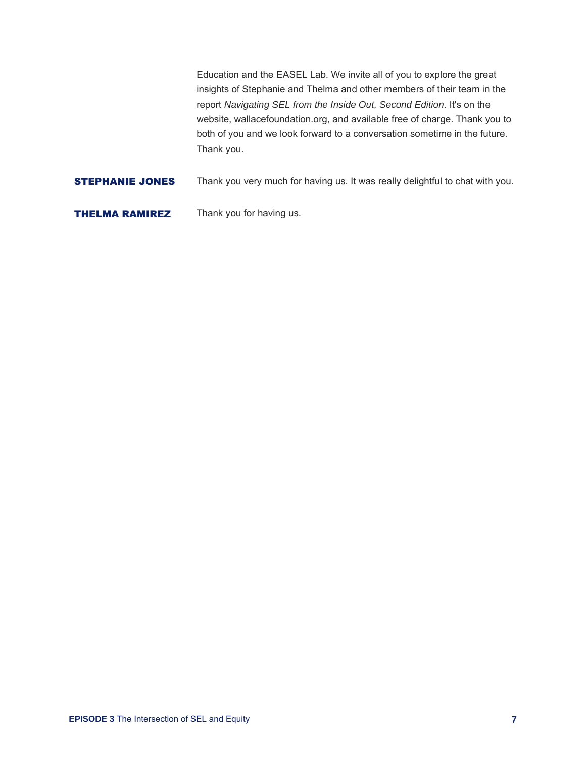Education and the EASEL Lab. We invite all of you to explore the great insights of Stephanie and Thelma and other members of their team in the report *Navigating SEL from the Inside Out, Second Edition*. It's on the website, wallacefoundation.org, and available free of charge. Thank you to both of you and we look forward to a conversation sometime in the future. Thank you.

**STEPHANIE JONES** Thank you very much for having us. It was really delightful to chat with you.

**THELMA RAMIREZ** Thank you for having us.